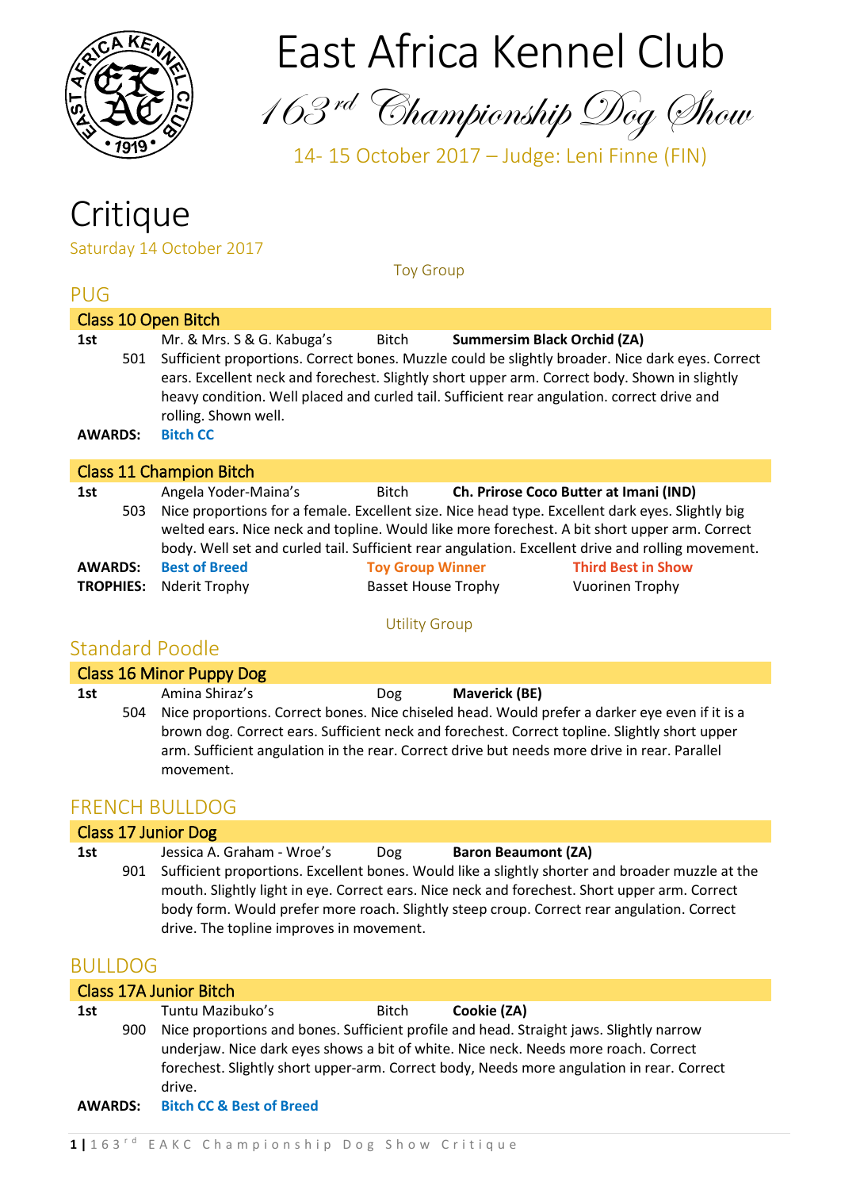# East Africa Kennel Club

## 163rd Championship Dog Show

14- 15 October 2017 – Judge: Leni Finne (FIN)

# Critique

Saturday 14 October 2017

Toy Group

## PUG

### Class 10 Open Bitch

**1st** Mr. & Mrs. S & G. Kabuga's Bitch **Summersim Black Orchid (ZA)**

501 Sufficient proportions. Correct bones. Muzzle could be slightly broader. Nice dark eyes. Correct ears. Excellent neck and forechest. Slightly short upper arm. Correct body. Shown in slightly heavy condition. Well placed and curled tail. Sufficient rear angulation. correct drive and rolling. Shown well.

**AWARDS:** **Bitch CC**

### Class 11 Champion Bitch

**1st** Angela Yoder-Maina's Bitch **Ch. Prirose Coco Butter at Imani (IND)**

503 Nice proportions for a female. Excellent size. Nice head type. Excellent dark eyes. Slightly big welted ears. Nice neck and topline. Would like more forechest. A bit short upper arm. Correct body. Well set and curled tail. Sufficient rear angulation. Excellent drive and rolling movement.

| | | | |
|---|---|---|---|
| **AWARDS:** | **Best of Breed** | **Toy Group Winner** | **Third Best in Show** |
| **TROPHIES:** | Nderit Trophy | Basset House Trophy | Vuorinen Trophy |

Utility Group

## Standard Poodle

### Class 16 Minor Puppy Dog

**1st** Amina Shiraz's Dog **Maverick (BE)**

504 Nice proportions. Correct bones. Nice chiseled head. Would prefer a darker eye even if it is a brown dog. Correct ears. Sufficient neck and forechest. Correct topline. Slightly short upper arm. Sufficient angulation in the rear. Correct drive but needs more drive in rear. Parallel movement.

## FRENCH BULLDOG

### Class 17 Junior Dog

**1st** Jessica A. Graham - Wroe's Dog **Baron Beaumont (ZA)**

901 Sufficient proportions. Excellent bones. Would like a slightly shorter and broader muzzle at the mouth. Slightly light in eye. Correct ears. Nice neck and forechest. Short upper arm. Correct body form. Would prefer more roach. Slightly steep croup. Correct rear angulation. Correct drive. The topline improves in movement.

## BULLDOG

### Class 17A Junior Bitch

**1st** Tuntu Mazibuko's Bitch **Cookie (ZA)**

900 Nice proportions and bones. Sufficient profile and head. Straight jaws. Slightly narrow underjaw. Nice dark eyes shows a bit of white. Nice neck. Needs more roach. Correct forechest. Slightly short upper-arm. Correct body, Needs more angulation in rear. Correct drive.

**AWARDS:** **Bitch CC & Best of Breed**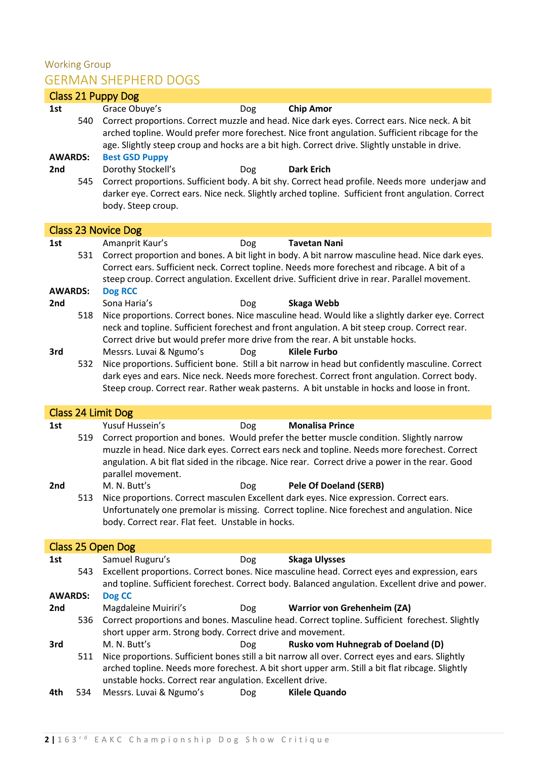Working Group

## GERMAN SHEPHERD DOGS

### Class 21 Puppy Dog

**1st** Grace Obuye's Dog **Chip Amor**
540 Correct proportions. Correct muzzle and head. Nice dark eyes. Correct ears. Nice neck. A bit arched topline. Would prefer more forechest. Nice front angulation. Sufficient ribcage for the age. Slightly steep croup and hocks are a bit high. Correct drive. Slightly unstable in drive.

**AWARDS:** **Best GSD Puppy**

**2nd** Dorothy Stockell's Dog **Dark Erich**
545 Correct proportions. Sufficient body. A bit shy. Correct head profile. Needs more underjaw and darker eye. Correct ears. Nice neck. Slightly arched topline. Sufficient front angulation. Correct body. Steep croup.

### Class 23 Novice Dog

**1st** Amanprit Kaur's Dog **Tavetan Nani**
531 Correct proportion and bones. A bit light in body. A bit narrow masculine head. Nice dark eyes. Correct ears. Sufficient neck. Correct topline. Needs more forechest and ribcage. A bit of a steep croup. Correct angulation. Excellent drive. Sufficient drive in rear. Parallel movement.

**AWARDS:** **Dog RCC**

**2nd** Sona Haria's Dog **Skaga Webb**
518 Nice proportions. Correct bones. Nice masculine head. Would like a slightly darker eye. Correct neck and topline. Sufficient forechest and front angulation. A bit steep croup. Correct rear. Correct drive but would prefer more drive from the rear. A bit unstable hocks.

**3rd** Messrs. Luvai & Ngumo's Dog **Kilele Furbo**
532 Nice proportions. Sufficient bone. Still a bit narrow in head but confidently masculine. Correct dark eyes and ears. Nice neck. Needs more forechest. Correct front angulation. Correct body. Steep croup. Correct rear. Rather weak pasterns. A bit unstable in hocks and loose in front.

### Class 24 Limit Dog

**1st** Yusuf Hussein's Dog **Monalisa Prince**
519 Correct proportion and bones. Would prefer the better muscle condition. Slightly narrow muzzle in head. Nice dark eyes. Correct ears neck and topline. Needs more forechest. Correct angulation. A bit flat sided in the ribcage. Nice rear. Correct drive a power in the rear. Good parallel movement.

**2nd** M. N. Butt's Dog **Pele Of Doeland (SERB)**
513 Nice proportions. Correct masculen Excellent dark eyes. Nice expression. Correct ears. Unfortunately one premolar is missing. Correct topline. Nice forechest and angulation. Nice body. Correct rear. Flat feet. Unstable in hocks.

### Class 25 Open Dog

**1st** Samuel Ruguru's Dog **Skaga Ulysses**
543 Excellent proportions. Correct bones. Nice masculine head. Correct eyes and expression, ears and topline. Sufficient forechest. Correct body. Balanced angulation. Excellent drive and power.

**AWARDS:** **Dog CC**

**2nd** Magdaleine Muiriri's Dog **Warrior von Grehenheim (ZA)**
536 Correct proportions and bones. Masculine head. Correct topline. Sufficient forechest. Slightly short upper arm. Strong body. Correct drive and movement.

**3rd** M. N. Butt's Dog **Rusko vom Huhnegrab of Doeland (D)**
511 Nice proportions. Sufficient bones still a bit narrow all over. Correct eyes and ears. Slightly arched topline. Needs more forechest. A bit short upper arm. Still a bit flat ribcage. Slightly unstable hocks. Correct rear angulation. Excellent drive.

**4th** 534 Messrs. Luvai & Ngumo's Dog **Kilele Quando**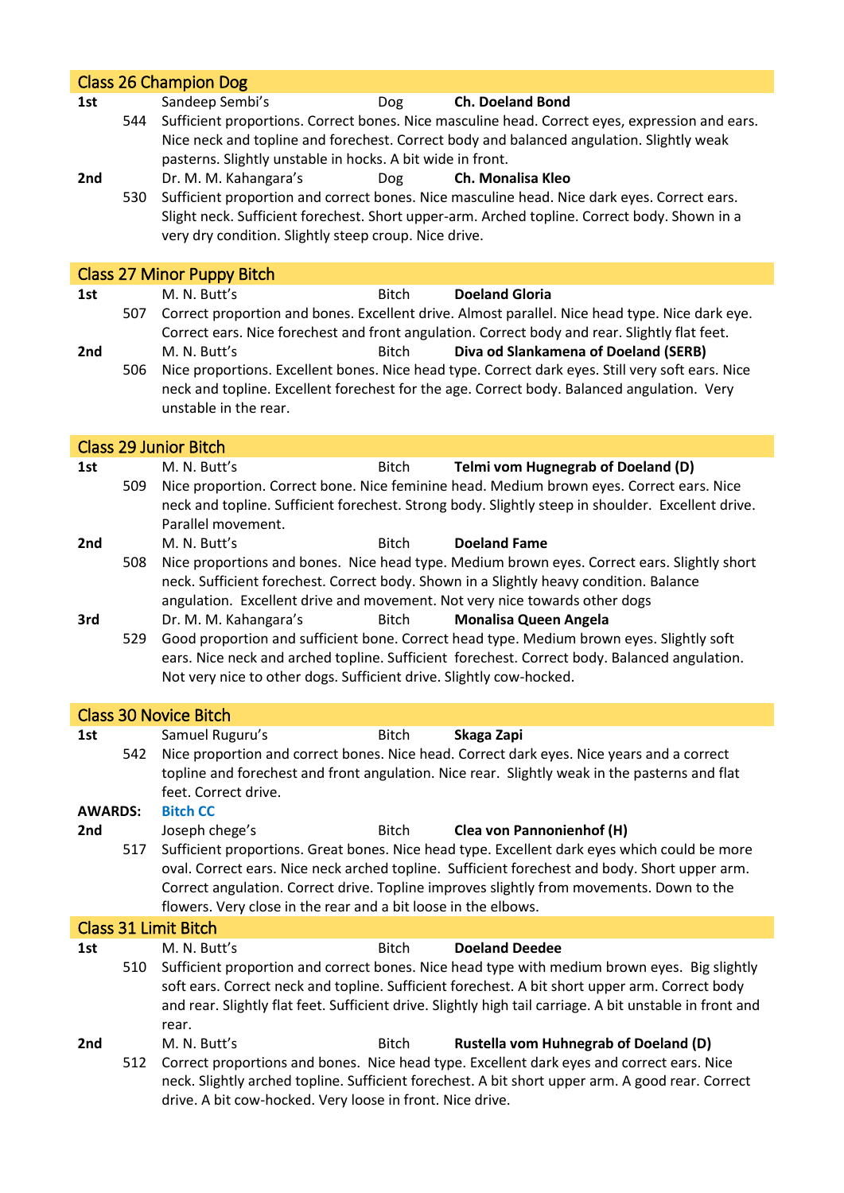## Class 26 Champion Dog

**1st** 544 Sandeep Sembi's Dog **Ch. Doeland Bond**

Sufficient proportions. Correct bones. Nice masculine head. Correct eyes, expression and ears. Nice neck and topline and forechest. Correct body and balanced angulation. Slightly weak pasterns. Slightly unstable in hocks. A bit wide in front.

**2nd** 530 Dr. M. M. Kahangara's Dog **Ch. Monalisa Kleo**

Sufficient proportion and correct bones. Nice masculine head. Nice dark eyes. Correct ears. Slight neck. Sufficient forechest. Short upper-arm. Arched topline. Correct body. Shown in a very dry condition. Slightly steep croup. Nice drive.

## Class 27 Minor Puppy Bitch

**1st** 507 M. N. Butt's Bitch **Doeland Gloria**

Correct proportion and bones. Excellent drive. Almost parallel. Nice head type. Nice dark eye. Correct ears. Nice forechest and front angulation. Correct body and rear. Slightly flat feet.

**2nd** 506 M. N. Butt's Bitch **Diva od Slankamena of Doeland (SERB)**

Nice proportions. Excellent bones. Nice head type. Correct dark eyes. Still very soft ears. Nice neck and topline. Excellent forechest for the age. Correct body. Balanced angulation. Very unstable in the rear.

## Class 29 Junior Bitch

**1st** 509 M. N. Butt's Bitch **Telmi vom Hugnegrab of Doeland (D)**

Nice proportion. Correct bone. Nice feminine head. Medium brown eyes. Correct ears. Nice neck and topline. Sufficient forechest. Strong body. Slightly steep in shoulder. Excellent drive. Parallel movement.

**2nd** 508 M. N. Butt's Bitch **Doeland Fame**

Nice proportions and bones. Nice head type. Medium brown eyes. Correct ears. Slightly short neck. Sufficient forechest. Correct body. Shown in a Slightly heavy condition. Balance angulation. Excellent drive and movement. Not very nice towards other dogs

**3rd** 529 Dr. M. M. Kahangara's Bitch **Monalisa Queen Angela**

Good proportion and sufficient bone. Correct head type. Medium brown eyes. Slightly soft ears. Nice neck and arched topline. Sufficient forechest. Correct body. Balanced angulation. Not very nice to other dogs. Sufficient drive. Slightly cow-hocked.

## Class 30 Novice Bitch

**1st** 542 Samuel Ruguru's Bitch **Skaga Zapi**

Nice proportion and correct bones. Nice head. Correct dark eyes. Nice years and a correct topline and forechest and front angulation. Nice rear. Slightly weak in the pasterns and flat feet. Correct drive.

**AWARDS:** **Bitch CC**

**2nd** 517 Joseph chege's Bitch **Clea von Pannonienhof (H)**

Sufficient proportions. Great bones. Nice head type. Excellent dark eyes which could be more oval. Correct ears. Nice neck arched topline. Sufficient forechest and body. Short upper arm. Correct angulation. Correct drive. Topline improves slightly from movements. Down to the flowers. Very close in the rear and a bit loose in the elbows.

## Class 31 Limit Bitch

**1st** 510 M. N. Butt's Bitch **Doeland Deedee**

Sufficient proportion and correct bones. Nice head type with medium brown eyes. Big slightly soft ears. Correct neck and topline. Sufficient forechest. A bit short upper arm. Correct body and rear. Slightly flat feet. Sufficient drive. Slightly high tail carriage. A bit unstable in front and rear.

**2nd** 512 M. N. Butt's Bitch **Rustella vom Huhnegrab of Doeland (D)**

Correct proportions and bones. Nice head type. Excellent dark eyes and correct ears. Nice neck. Slightly arched topline. Sufficient forechest. A bit short upper arm. A good rear. Correct drive. A bit cow-hocked. Very loose in front. Nice drive.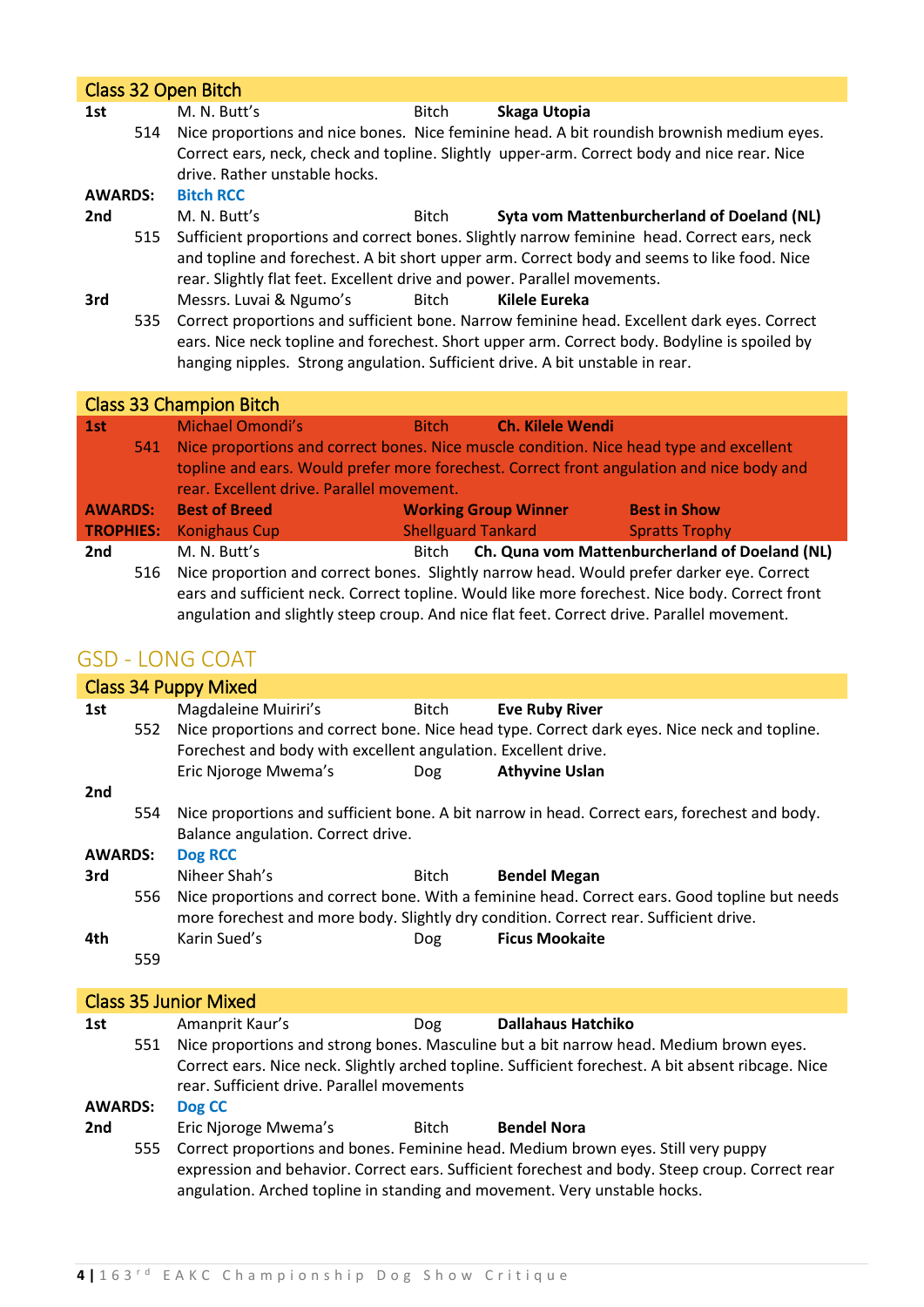## Class 32 Open Bitch

**1st** M. N. Butt's — Bitch — **Skaga Utopia**

514 Nice proportions and nice bones. Nice feminine head. A bit roundish brownish medium eyes. Correct ears, neck, check and topline. Slightly upper-arm. Correct body and nice rear. Nice drive. Rather unstable hocks.

**AWARDS:** **Bitch RCC**

**2nd** M. N. Butt's — Bitch — **Syta vom Mattenburcherland of Doeland (NL)**

515 Sufficient proportions and correct bones. Slightly narrow feminine head. Correct ears, neck and topline and forechest. A bit short upper arm. Correct body and seems to like food. Nice rear. Slightly flat feet. Excellent drive and power. Parallel movements.

**3rd** Messrs. Luvai & Ngumo's — Bitch — **Kilele Eureka**

535 Correct proportions and sufficient bone. Narrow feminine head. Excellent dark eyes. Correct ears. Nice neck topline and forechest. Short upper arm. Correct body. Bodyline is spoiled by hanging nipples. Strong angulation. Sufficient drive. A bit unstable in rear.

## Class 33 Champion Bitch

**1st** Michael Omondi's — Bitch — **Ch. Kilele Wendi**

541 Nice proportions and correct bones. Nice muscle condition. Nice head type and excellent topline and ears. Would prefer more forechest. Correct front angulation and nice body and rear. Excellent drive. Parallel movement.

**AWARDS:** **Best of Breed** — **Working Group Winner** — **Best in Show**

**TROPHIES:** Konighaus Cup — Shellguard Tankard — Spratts Trophy

**2nd** M. N. Butt's — Bitch — **Ch. Quna vom Mattenburcherland of Doeland (NL)**

516 Nice proportion and correct bones. Slightly narrow head. Would prefer darker eye. Correct ears and sufficient neck. Correct topline. Would like more forechest. Nice body. Correct front angulation and slightly steep croup. And nice flat feet. Correct drive. Parallel movement.

# GSD - LONG COAT

## Class 34 Puppy Mixed

**1st** Magdaleine Muiriri's — Bitch — **Eve Ruby River**

552 Nice proportions and correct bone. Nice head type. Correct dark eyes. Nice neck and topline. Forechest and body with excellent angulation. Excellent drive.

**2nd** Eric Njoroge Mwema's — Dog — **Athyvine Uslan**

554 Nice proportions and sufficient bone. A bit narrow in head. Correct ears, forechest and body. Balance angulation. Correct drive.

**AWARDS:** **Dog RCC**

**3rd** Niheer Shah's — Bitch — **Bendel Megan**

556 Nice proportions and correct bone. With a feminine head. Correct ears. Good topline but needs more forechest and more body. Slightly dry condition. Correct rear. Sufficient drive.

**4th** Karin Sued's — Dog — **Ficus Mookaite**

559

## Class 35 Junior Mixed

**1st** Amanprit Kaur's — Dog — **Dallahaus Hatchiko**

551 Nice proportions and strong bones. Masculine but a bit narrow head. Medium brown eyes. Correct ears. Nice neck. Slightly arched topline. Sufficient forechest. A bit absent ribcage. Nice rear. Sufficient drive. Parallel movements

**AWARDS:** **Dog CC**

**2nd** Eric Njoroge Mwema's — Bitch — **Bendel Nora**

555 Correct proportions and bones. Feminine head. Medium brown eyes. Still very puppy expression and behavior. Correct ears. Sufficient forechest and body. Steep croup. Correct rear angulation. Arched topline in standing and movement. Very unstable hocks.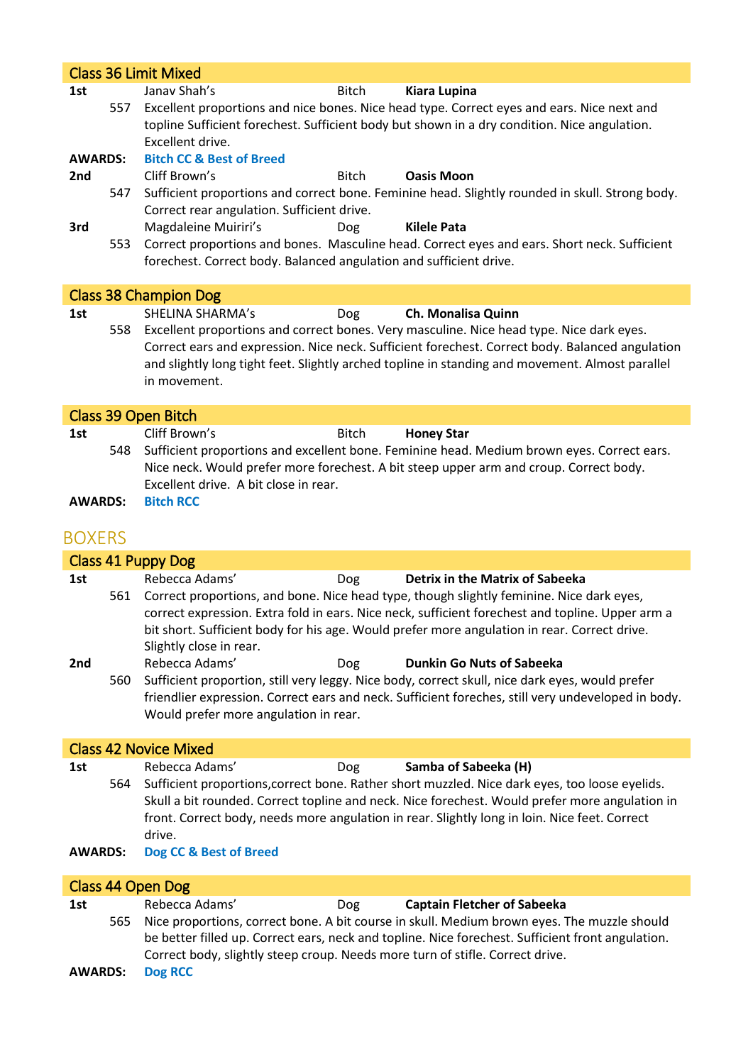## Class 36 Limit Mixed

**1st** Janav Shah's Bitch **Kiara Lupina**

557 Excellent proportions and nice bones. Nice head type. Correct eyes and ears. Nice next and topline Sufficient forechest. Sufficient body but shown in a dry condition. Nice angulation. Excellent drive.

**AWARDS:** Bitch CC & Best of Breed

**2nd** Cliff Brown's Bitch **Oasis Moon**

547 Sufficient proportions and correct bone. Feminine head. Slightly rounded in skull. Strong body. Correct rear angulation. Sufficient drive.

**3rd** Magdaleine Muiriri's Dog **Kilele Pata**

553 Correct proportions and bones. Masculine head. Correct eyes and ears. Short neck. Sufficient forechest. Correct body. Balanced angulation and sufficient drive.

## Class 38 Champion Dog

**1st** SHELINA SHARMA's Dog **Ch. Monalisa Quinn**

558 Excellent proportions and correct bones. Very masculine. Nice head type. Nice dark eyes. Correct ears and expression. Nice neck. Sufficient forechest. Correct body. Balanced angulation and slightly long tight feet. Slightly arched topline in standing and movement. Almost parallel in movement.

## Class 39 Open Bitch

**1st** Cliff Brown's Bitch **Honey Star**

548 Sufficient proportions and excellent bone. Feminine head. Medium brown eyes. Correct ears. Nice neck. Would prefer more forechest. A bit steep upper arm and croup. Correct body. Excellent drive. A bit close in rear.

**AWARDS:** Bitch RCC

# BOXERS

## Class 41 Puppy Dog

**1st** Rebecca Adams' Dog **Detrix in the Matrix of Sabeeka**

561 Correct proportions, and bone. Nice head type, though slightly feminine. Nice dark eyes, correct expression. Extra fold in ears. Nice neck, sufficient forechest and topline. Upper arm a bit short. Sufficient body for his age. Would prefer more angulation in rear. Correct drive. Slightly close in rear.

**2nd** Rebecca Adams' Dog **Dunkin Go Nuts of Sabeeka**

560 Sufficient proportion, still very leggy. Nice body, correct skull, nice dark eyes, would prefer friendlier expression. Correct ears and neck. Sufficient foreches, still very undeveloped in body. Would prefer more angulation in rear.

## Class 42 Novice Mixed

**1st** Rebecca Adams' Dog **Samba of Sabeeka (H)**

564 Sufficient proportions,correct bone. Rather short muzzled. Nice dark eyes, too loose eyelids. Skull a bit rounded. Correct topline and neck. Nice forechest. Would prefer more angulation in front. Correct body, needs more angulation in rear. Slightly long in loin. Nice feet. Correct drive.

**AWARDS:** Dog CC & Best of Breed

## Class 44 Open Dog

**1st** Rebecca Adams' Dog **Captain Fletcher of Sabeeka**

565 Nice proportions, correct bone. A bit course in skull. Medium brown eyes. The muzzle should be better filled up. Correct ears, neck and topline. Nice forechest. Sufficient front angulation. Correct body, slightly steep croup. Needs more turn of stifle. Correct drive.

**AWARDS:** Dog RCC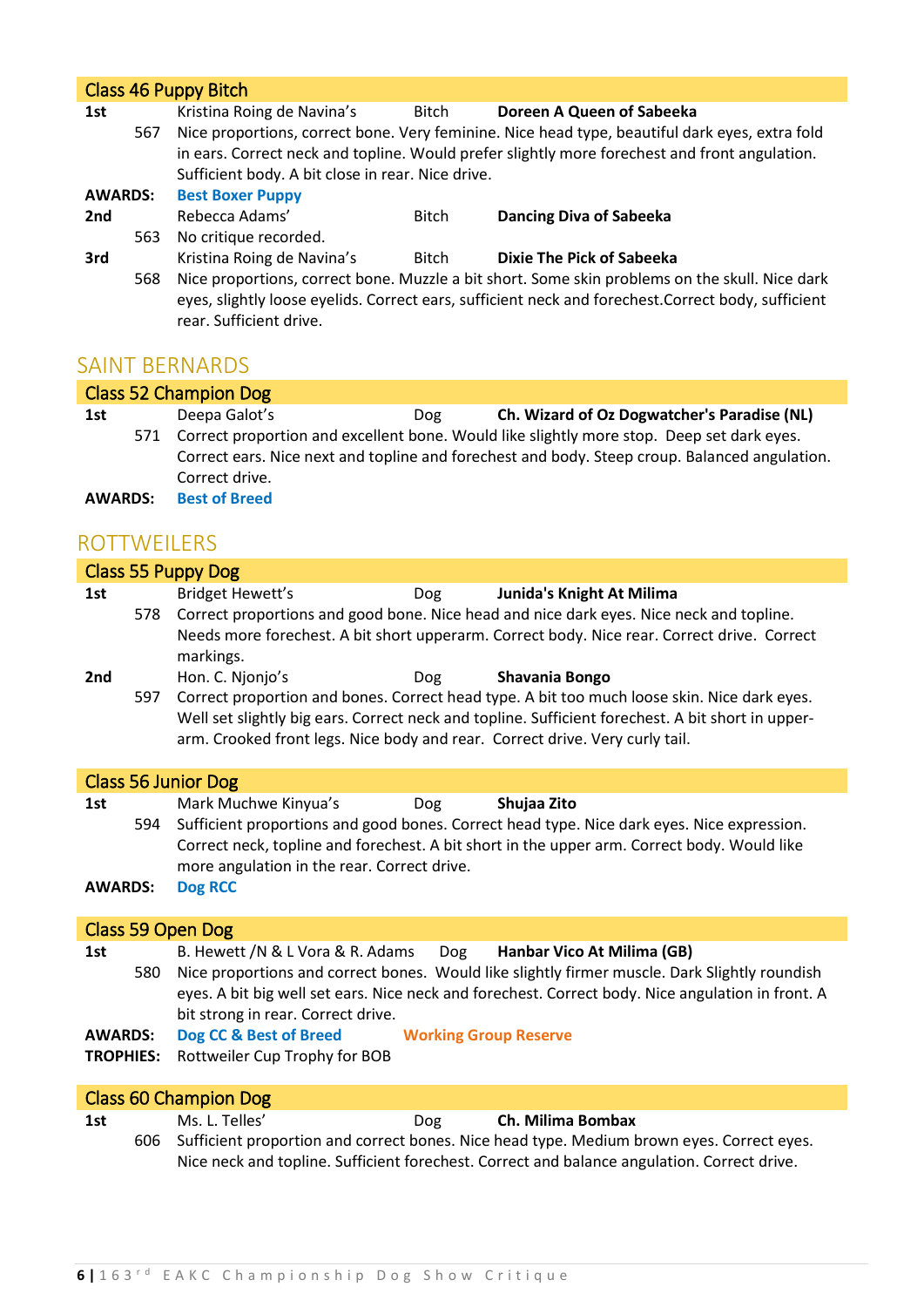### Class 46 Puppy Bitch

**1st** Kristina Roing de Navina's Bitch **Doreen A Queen of Sabeeka**

567 Nice proportions, correct bone. Very feminine. Nice head type, beautiful dark eyes, extra fold in ears. Correct neck and topline. Would prefer slightly more forechest and front angulation. Sufficient body. A bit close in rear. Nice drive.

**AWARDS:** **Best Boxer Puppy**

**2nd** Rebecca Adams' Bitch **Dancing Diva of Sabeeka**

563 No critique recorded.

**3rd** Kristina Roing de Navina's Bitch **Dixie The Pick of Sabeeka**

568 Nice proportions, correct bone. Muzzle a bit short. Some skin problems on the skull. Nice dark eyes, slightly loose eyelids. Correct ears, sufficient neck and forechest.Correct body, sufficient rear. Sufficient drive.

## SAINT BERNARDS

### Class 52 Champion Dog

**1st** Deepa Galot's Dog **Ch. Wizard of Oz Dogwatcher's Paradise (NL)**

571 Correct proportion and excellent bone. Would like slightly more stop. Deep set dark eyes. Correct ears. Nice next and topline and forechest and body. Steep croup. Balanced angulation. Correct drive.

**AWARDS:** **Best of Breed**

## ROTTWEILERS

### Class 55 Puppy Dog

**1st** Bridget Hewett's Dog **Junida's Knight At Milima**

578 Correct proportions and good bone. Nice head and nice dark eyes. Nice neck and topline. Needs more forechest. A bit short upperarm. Correct body. Nice rear. Correct drive. Correct markings.

**2nd** Hon. C. Njonjo's Dog **Shavania Bongo**

597 Correct proportion and bones. Correct head type. A bit too much loose skin. Nice dark eyes. Well set slightly big ears. Correct neck and topline. Sufficient forechest. A bit short in upper-arm. Crooked front legs. Nice body and rear. Correct drive. Very curly tail.

### Class 56 Junior Dog

**1st** Mark Muchwe Kinyua's Dog **Shujaa Zito**

594 Sufficient proportions and good bones. Correct head type. Nice dark eyes. Nice expression. Correct neck, topline and forechest. A bit short in the upper arm. Correct body. Would like more angulation in the rear. Correct drive.

**AWARDS:** **Dog RCC**

### Class 59 Open Dog

**1st** B. Hewett /N & L Vora & R. Adams Dog **Hanbar Vico At Milima (GB)**

580 Nice proportions and correct bones. Would like slightly firmer muscle. Dark Slightly roundish eyes. A bit big well set ears. Nice neck and forechest. Correct body. Nice angulation in front. A bit strong in rear. Correct drive.

**AWARDS:** **Dog CC & Best of Breed** **Working Group Reserve**

**TROPHIES:** Rottweiler Cup Trophy for BOB

### Class 60 Champion Dog

**1st** Ms. L. Telles' Dog **Ch. Milima Bombax**

606 Sufficient proportion and correct bones. Nice head type. Medium brown eyes. Correct eyes. Nice neck and topline. Sufficient forechest. Correct and balance angulation. Correct drive.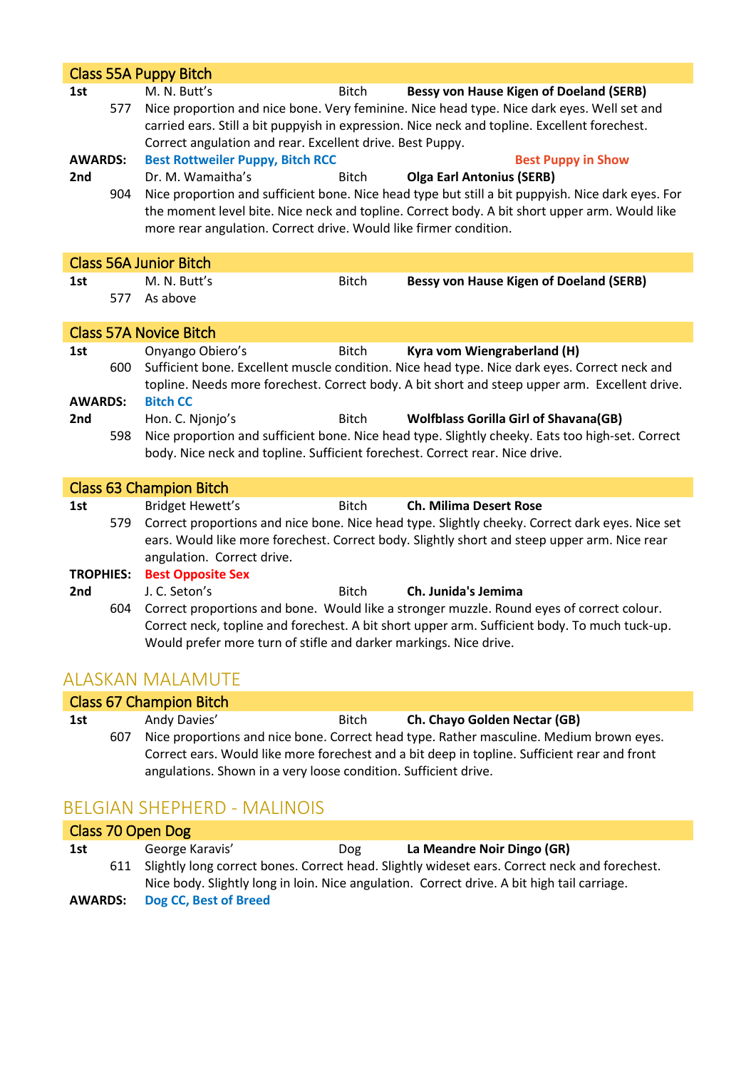### Class 55A Puppy Bitch

**1st** M. N. Butt's Bitch **Bessy von Hause Kigen of Doeland (SERB)**

577 Nice proportion and nice bone. Very feminine. Nice head type. Nice dark eyes. Well set and carried ears. Still a bit puppyish in expression. Nice neck and topline. Excellent forechest. Correct angulation and rear. Excellent drive. Best Puppy.

**AWARDS:** **Best Rottweiler Puppy, Bitch RCC** **Best Puppy in Show**

**2nd** Dr. M. Wamaitha's Bitch **Olga Earl Antonius (SERB)**

904 Nice proportion and sufficient bone. Nice head type but still a bit puppyish. Nice dark eyes. For the moment level bite. Nice neck and topline. Correct body. A bit short upper arm. Would like more rear angulation. Correct drive. Would like firmer condition.

### Class 56A Junior Bitch

**1st** M. N. Butt's Bitch **Bessy von Hause Kigen of Doeland (SERB)**

577 As above

### Class 57A Novice Bitch

**1st** Onyango Obiero's Bitch **Kyra vom Wiengraberland (H)**

600 Sufficient bone. Excellent muscle condition. Nice head type. Nice dark eyes. Correct neck and topline. Needs more forechest. Correct body. A bit short and steep upper arm. Excellent drive.

**AWARDS:** **Bitch CC**

**2nd** Hon. C. Njonjo's Bitch **Wolfblass Gorilla Girl of Shavana(GB)**

598 Nice proportion and sufficient bone. Nice head type. Slightly cheeky. Eats too high-set. Correct body. Nice neck and topline. Sufficient forechest. Correct rear. Nice drive.

### Class 63 Champion Bitch

**1st** Bridget Hewett's Bitch **Ch. Milima Desert Rose**

579 Correct proportions and nice bone. Nice head type. Slightly cheeky. Correct dark eyes. Nice set ears. Would like more forechest. Correct body. Slightly short and steep upper arm. Nice rear angulation. Correct drive.

**TROPHIES:** **Best Opposite Sex**

**2nd** J. C. Seton's Bitch **Ch. Junida's Jemima**

604 Correct proportions and bone. Would like a stronger muzzle. Round eyes of correct colour. Correct neck, topline and forechest. A bit short upper arm. Sufficient body. To much tuck-up. Would prefer more turn of stifle and darker markings. Nice drive.

## ALASKAN MALAMUTE

### Class 67 Champion Bitch

**1st** Andy Davies' Bitch **Ch. Chayo Golden Nectar (GB)**

607 Nice proportions and nice bone. Correct head type. Rather masculine. Medium brown eyes. Correct ears. Would like more forechest and a bit deep in topline. Sufficient rear and front angulations. Shown in a very loose condition. Sufficient drive.

## BELGIAN SHEPHERD - MALINOIS

### Class 70 Open Dog

**1st** George Karavis' Dog **La Meandre Noir Dingo (GR)**

611 Slightly long correct bones. Correct head. Slightly wideset ears. Correct neck and forechest. Nice body. Slightly long in loin. Nice angulation. Correct drive. A bit high tail carriage.

**AWARDS:** **Dog CC, Best of Breed**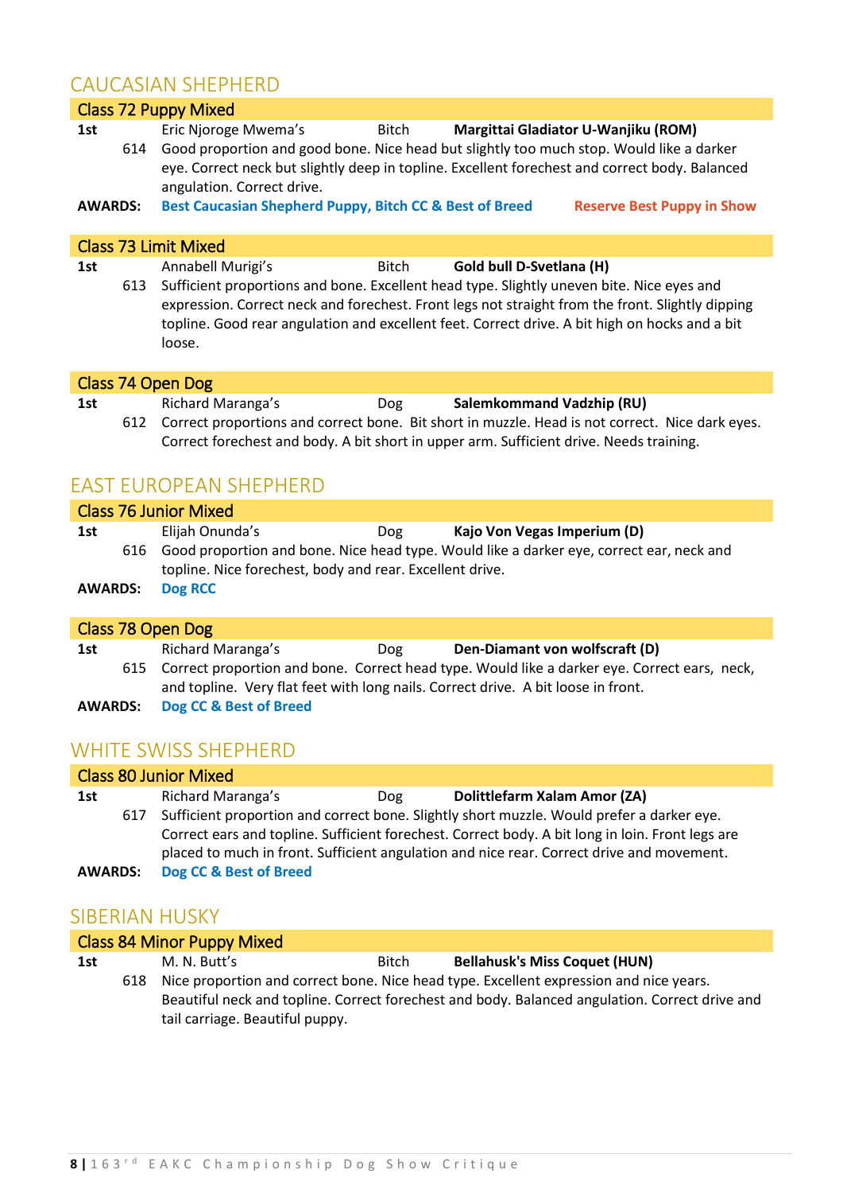## CAUCASIAN SHEPHERD

### Class 72 Puppy Mixed

**1st** Eric Njoroge Mwema's Bitch **Margittai Gladiator U-Wanjiku (ROM)**

614 Good proportion and good bone. Nice head but slightly too much stop. Would like a darker eye. Correct neck but slightly deep in topline. Excellent forechest and correct body. Balanced angulation. Correct drive.

**AWARDS:** **Best Caucasian Shepherd Puppy, Bitch CC & Best of Breed** **Reserve Best Puppy in Show**

### Class 73 Limit Mixed

**1st** Annabell Murigi's Bitch **Gold bull D-Svetlana (H)**

613 Sufficient proportions and bone. Excellent head type. Slightly uneven bite. Nice eyes and expression. Correct neck and forechest. Front legs not straight from the front. Slightly dipping topline. Good rear angulation and excellent feet. Correct drive. A bit high on hocks and a bit loose.

### Class 74 Open Dog

**1st** Richard Maranga's Dog **Salemkommand Vadzhip (RU)**

612 Correct proportions and correct bone. Bit short in muzzle. Head is not correct. Nice dark eyes. Correct forechest and body. A bit short in upper arm. Sufficient drive. Needs training.

## EAST EUROPEAN SHEPHERD

### Class 76 Junior Mixed

**1st** Elijah Onunda's Dog **Kajo Von Vegas Imperium (D)**

616 Good proportion and bone. Nice head type. Would like a darker eye, correct ear, neck and topline. Nice forechest, body and rear. Excellent drive.

**AWARDS:** **Dog RCC**

### Class 78 Open Dog

**1st** Richard Maranga's Dog **Den-Diamant von wolfscraft (D)**

615 Correct proportion and bone. Correct head type. Would like a darker eye. Correct ears, neck, and topline. Very flat feet with long nails. Correct drive. A bit loose in front.

**AWARDS:** **Dog CC & Best of Breed**

## WHITE SWISS SHEPHERD

### Class 80 Junior Mixed

**1st** Richard Maranga's Dog **Dolittlefarm Xalam Amor (ZA)**

617 Sufficient proportion and correct bone. Slightly short muzzle. Would prefer a darker eye. Correct ears and topline. Sufficient forechest. Correct body. A bit long in loin. Front legs are placed to much in front. Sufficient angulation and nice rear. Correct drive and movement.

**AWARDS:** **Dog CC & Best of Breed**

## SIBERIAN HUSKY

### Class 84 Minor Puppy Mixed

**1st** M. N. Butt's Bitch **Bellahusk's Miss Coquet (HUN)**

618 Nice proportion and correct bone. Nice head type. Excellent expression and nice years. Beautiful neck and topline. Correct forechest and body. Balanced angulation. Correct drive and tail carriage. Beautiful puppy.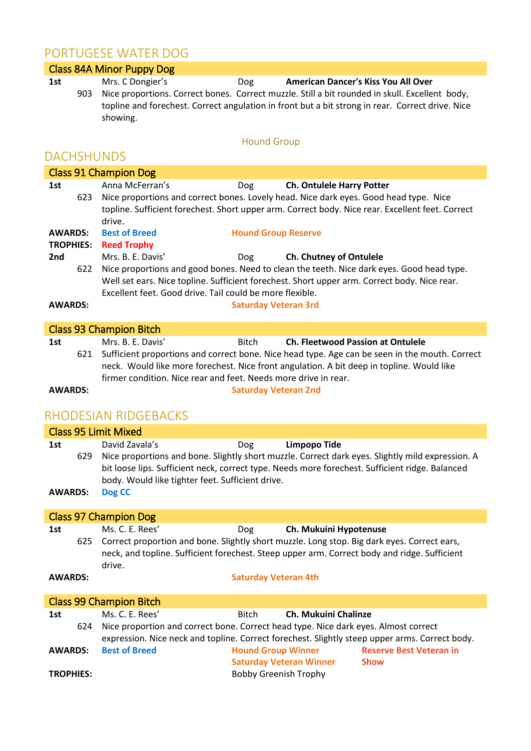## PORTUGESE WATER DOG

### Class 84A Minor Puppy Dog

**1st** Mrs. C Dongier's Dog **American Dancer's Kiss You All Over**

903 Nice proportions. Correct bones. Correct muzzle. Still a bit rounded in skull. Excellent body, topline and forechest. Correct angulation in front but a bit strong in rear. Correct drive. Nice showing.

Hound Group

## DACHSHUNDS

### Class 91 Champion Dog

**1st** Anna McFerran's Dog **Ch. Ontulele Harry Potter**

623 Nice proportions and correct bones. Lovely head. Nice dark eyes. Good head type. Nice topline. Sufficient forechest. Short upper arm. Correct body. Nice rear. Excellent feet. Correct drive.

**AWARDS:** **Best of Breed** **Hound Group Reserve**

**TROPHIES:** **Reed Trophy**

**2nd** Mrs. B. E. Davis' Dog **Ch. Chutney of Ontulele**

622 Nice proportions and good bones. Need to clean the teeth. Nice dark eyes. Good head type. Well set ears. Nice topline. Sufficient forechest. Short upper arm. Correct body. Nice rear. Excellent feet. Good drive. Tail could be more flexible.

**AWARDS:** **Saturday Veteran 3rd**

### Class 93 Champion Bitch

**1st** Mrs. B. E. Davis' Bitch **Ch. Fleetwood Passion at Ontulele**

621 Sufficient proportions and correct bone. Nice head type. Age can be seen in the mouth. Correct neck. Would like more forechest. Nice front angulation. A bit deep in topline. Would like firmer condition. Nice rear and feet. Needs more drive in rear.

**AWARDS:** **Saturday Veteran 2nd**

## RHODESIAN RIDGEBACKS

### Class 95 Limit Mixed

**1st** David Zavala's Dog **Limpopo Tide**

629 Nice proportions and bone. Slightly short muzzle. Correct dark eyes. Slightly mild expression. A bit loose lips. Sufficient neck, correct type. Needs more forechest. Sufficient ridge. Balanced body. Would like tighter feet. Sufficient drive.

**AWARDS:** **Dog CC**

### Class 97 Champion Dog

**1st** Ms. C. E. Rees' Dog **Ch. Mukuini Hypotenuse**

625 Correct proportion and bone. Slightly short muzzle. Long stop. Big dark eyes. Correct ears, neck, and topline. Sufficient forechest. Steep upper arm. Correct body and ridge. Sufficient drive.

**AWARDS:** **Saturday Veteran 4th**

### Class 99 Champion Bitch

**1st** Ms. C. E. Rees' Bitch **Ch. Mukuini Chalinze**

624 Nice proportion and correct bone. Correct head type. Nice dark eyes. Almost correct expression. Nice neck and topline. Correct forechest. Slightly steep upper arms. Correct body.

**AWARDS:** **Best of Breed** **Hound Group Winner** **Saturday Veteran Winner** **Reserve Best Veteran in Show**

**TROPHIES:** Bobby Greenish Trophy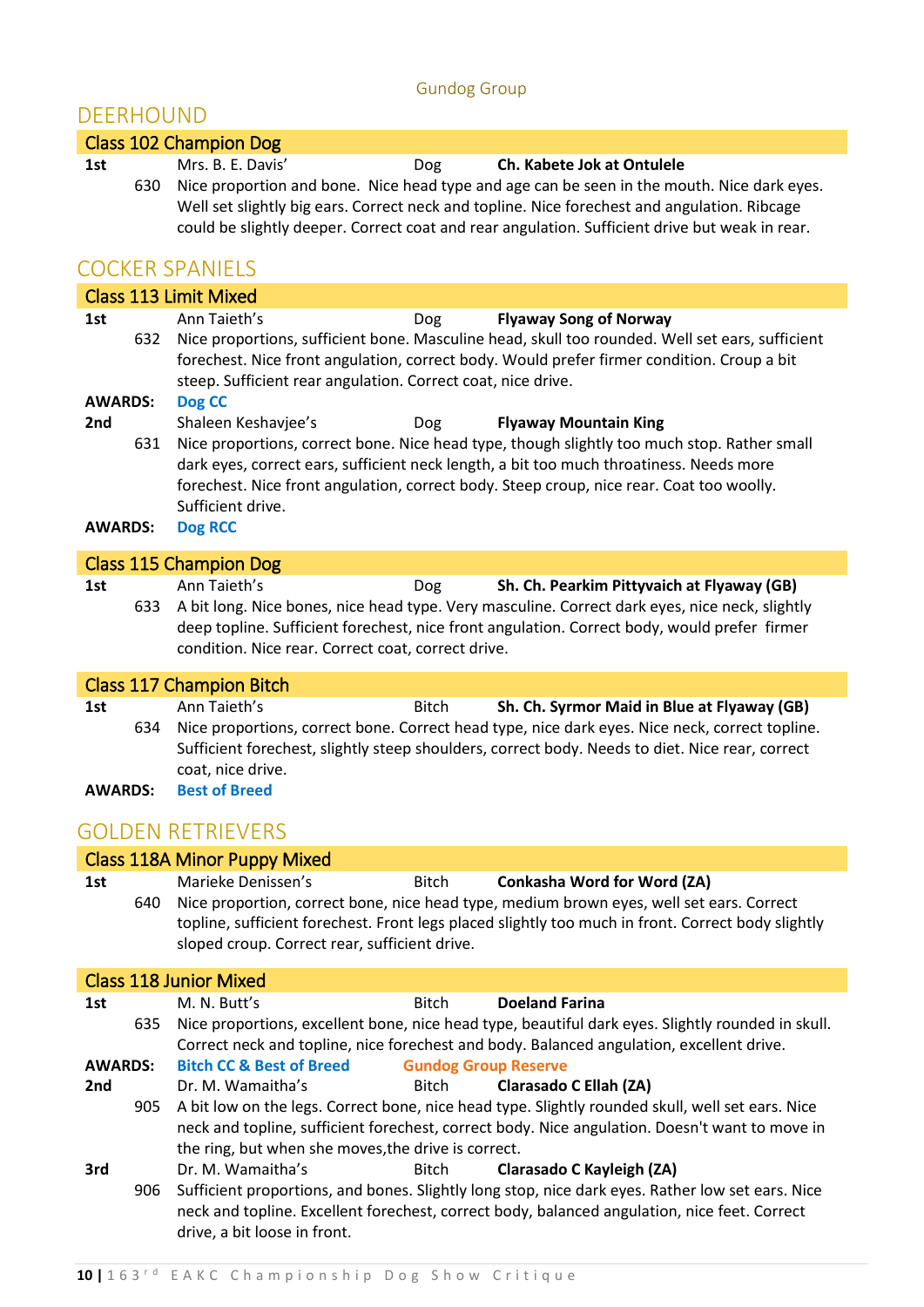Gundog Group

## DEERHOUND

### Class 102 Champion Dog

**1st** Mrs. B. E. Davis' Dog **Ch. Kabete Jok at Ontulele**

630 Nice proportion and bone. Nice head type and age can be seen in the mouth. Nice dark eyes. Well set slightly big ears. Correct neck and topline. Nice forechest and angulation. Ribcage could be slightly deeper. Correct coat and rear angulation. Sufficient drive but weak in rear.

## COCKER SPANIELS

### Class 113 Limit Mixed

**1st** Ann Taieth's Dog **Flyaway Song of Norway**

632 Nice proportions, sufficient bone. Masculine head, skull too rounded. Well set ears, sufficient forechest. Nice front angulation, correct body. Would prefer firmer condition. Croup a bit steep. Sufficient rear angulation. Correct coat, nice drive.

**AWARDS:** **Dog CC**

**2nd** Shaleen Keshavjee's Dog **Flyaway Mountain King**

631 Nice proportions, correct bone. Nice head type, though slightly too much stop. Rather small dark eyes, correct ears, sufficient neck length, a bit too much throatiness. Needs more forechest. Nice front angulation, correct body. Steep croup, nice rear. Coat too woolly. Sufficient drive.

**AWARDS:** **Dog RCC**

### Class 115 Champion Dog

**1st** Ann Taieth's Dog **Sh. Ch. Pearkim Pittyvaich at Flyaway (GB)**

633 A bit long. Nice bones, nice head type. Very masculine. Correct dark eyes, nice neck, slightly deep topline. Sufficient forechest, nice front angulation. Correct body, would prefer firmer condition. Nice rear. Correct coat, correct drive.

### Class 117 Champion Bitch

**1st** Ann Taieth's Bitch **Sh. Ch. Syrmor Maid in Blue at Flyaway (GB)**

634 Nice proportions, correct bone. Correct head type, nice dark eyes. Nice neck, correct topline. Sufficient forechest, slightly steep shoulders, correct body. Needs to diet. Nice rear, correct coat, nice drive.

**AWARDS:** **Best of Breed**

## GOLDEN RETRIEVERS

### Class 118A Minor Puppy Mixed

**1st** Marieke Denissen's Bitch **Conkasha Word for Word (ZA)**

640 Nice proportion, correct bone, nice head type, medium brown eyes, well set ears. Correct topline, sufficient forechest. Front legs placed slightly too much in front. Correct body slightly sloped croup. Correct rear, sufficient drive.

### Class 118 Junior Mixed

**1st** M. N. Butt's Bitch **Doeland Farina**

635 Nice proportions, excellent bone, nice head type, beautiful dark eyes. Slightly rounded in skull. Correct neck and topline, nice forechest and body. Balanced angulation, excellent drive.

**AWARDS:** **Bitch CC & Best of Breed** **Gundog Group Reserve**

**2nd** Dr. M. Wamaitha's Bitch **Clarasado C Ellah (ZA)**

905 A bit low on the legs. Correct bone, nice head type. Slightly rounded skull, well set ears. Nice neck and topline, sufficient forechest, correct body. Nice angulation. Doesn't want to move in the ring, but when she moves,the drive is correct.

**3rd** Dr. M. Wamaitha's Bitch **Clarasado C Kayleigh (ZA)**

906 Sufficient proportions, and bones. Slightly long stop, nice dark eyes. Rather low set ears. Nice neck and topline. Excellent forechest, correct body, balanced angulation, nice feet. Correct drive, a bit loose in front.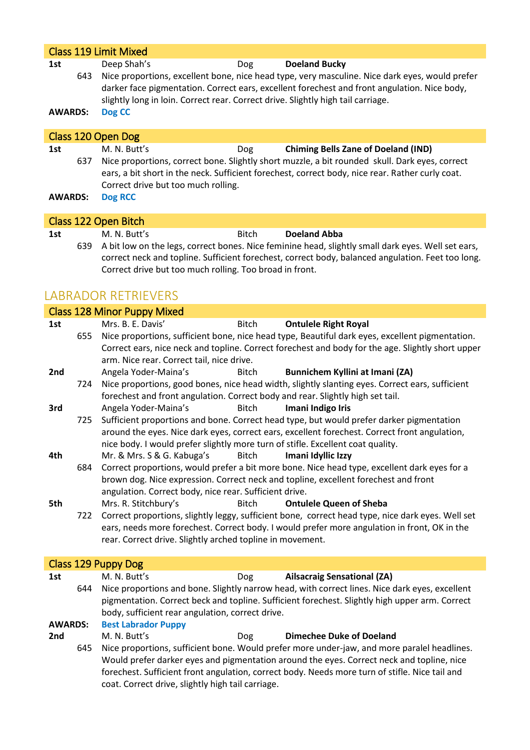## Class 119 Limit Mixed

**1st** Deep Shah's Dog **Doeland Bucky**
643 Nice proportions, excellent bone, nice head type, very masculine. Nice dark eyes, would prefer darker face pigmentation. Correct ears, excellent forechest and front angulation. Nice body, slightly long in loin. Correct rear. Correct drive. Slightly high tail carriage.

**AWARDS:** **Dog CC**

## Class 120 Open Dog

**1st** M. N. Butt's Dog **Chiming Bells Zane of Doeland (IND)**
637 Nice proportions, correct bone. Slightly short muzzle, a bit rounded skull. Dark eyes, correct ears, a bit short in the neck. Sufficient forechest, correct body, nice rear. Rather curly coat. Correct drive but too much rolling.

**AWARDS:** **Dog RCC**

## Class 122 Open Bitch

**1st** M. N. Butt's Bitch **Doeland Abba**
639 A bit low on the legs, correct bones. Nice feminine head, slightly small dark eyes. Well set ears, correct neck and topline. Sufficient forechest, correct body, balanced angulation. Feet too long. Correct drive but too much rolling. Too broad in front.

# LABRADOR RETRIEVERS

## Class 128 Minor Puppy Mixed

**1st** Mrs. B. E. Davis' Bitch **Ontulele Right Royal**
655 Nice proportions, sufficient bone, nice head type, Beautiful dark eyes, excellent pigmentation. Correct ears, nice neck and topline. Correct forechest and body for the age. Slightly short upper arm. Nice rear. Correct tail, nice drive.

**2nd** Angela Yoder-Maina's Bitch **Bunnichem Kyllini at Imani (ZA)**
724 Nice proportions, good bones, nice head width, slightly slanting eyes. Correct ears, sufficient forechest and front angulation. Correct body and rear. Slightly high set tail.

**3rd** Angela Yoder-Maina's Bitch **Imani Indigo Iris**
725 Sufficient proportions and bone. Correct head type, but would prefer darker pigmentation around the eyes. Nice dark eyes, correct ears, excellent forechest. Correct front angulation, nice body. I would prefer slightly more turn of stifle. Excellent coat quality.

**4th** Mr. & Mrs. S & G. Kabuga's Bitch **Imani Idyllic Izzy**
684 Correct proportions, would prefer a bit more bone. Nice head type, excellent dark eyes for a brown dog. Nice expression. Correct neck and topline, excellent forechest and front angulation. Correct body, nice rear. Sufficient drive.

**5th** Mrs. R. Stitchbury's Bitch **Ontulele Queen of Sheba**
722 Correct proportions, slightly leggy, sufficient bone, correct head type, nice dark eyes. Well set ears, needs more forechest. Correct body. I would prefer more angulation in front, OK in the rear. Correct drive. Slightly arched topline in movement.

## Class 129 Puppy Dog

**1st** M. N. Butt's Dog **Ailsacraig Sensational (ZA)**
644 Nice proportions and bone. Slightly narrow head, with correct lines. Nice dark eyes, excellent pigmentation. Correct beck and topline. Sufficient forechest. Slightly high upper arm. Correct body, sufficient rear angulation, correct drive.

**AWARDS:** **Best Labrador Puppy**

**2nd** M. N. Butt's Dog **Dimechee Duke of Doeland**
645 Nice proportions, sufficient bone. Would prefer more under-jaw, and more paralel headlines. Would prefer darker eyes and pigmentation around the eyes. Correct neck and topline, nice forechest. Sufficient front angulation, correct body. Needs more turn of stifle. Nice tail and coat. Correct drive, slightly high tail carriage.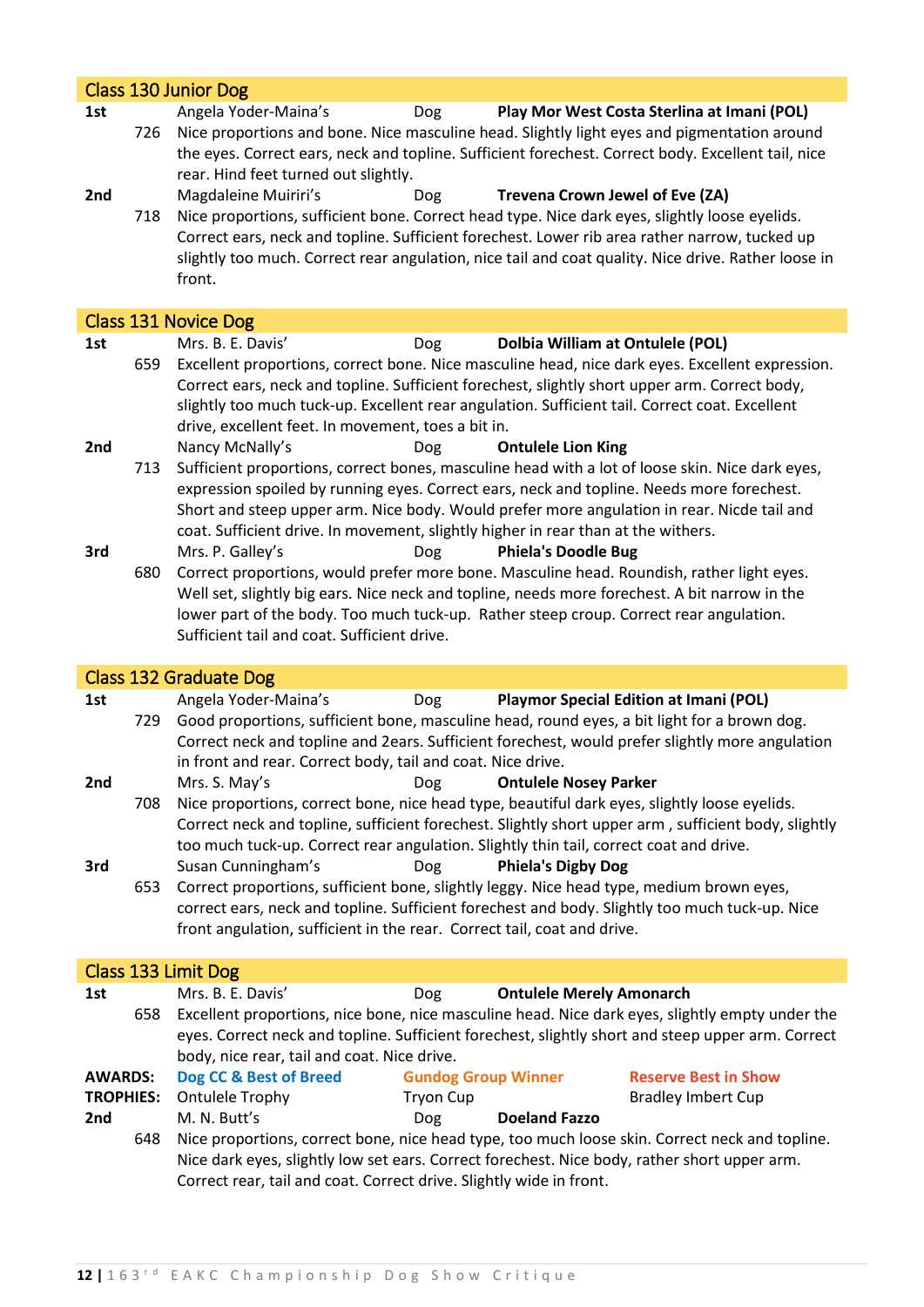## Class 130 Junior Dog

**1st** 726 Angela Yoder-Maina's Dog **Play Mor West Costa Sterlina at Imani (POL)**
Nice proportions and bone. Nice masculine head. Slightly light eyes and pigmentation around the eyes. Correct ears, neck and topline. Sufficient forechest. Correct body. Excellent tail, nice rear. Hind feet turned out slightly.

**2nd** 718 Magdaleine Muiriri's Dog **Trevena Crown Jewel of Eve (ZA)**
Nice proportions, sufficient bone. Correct head type. Nice dark eyes, slightly loose eyelids. Correct ears, neck and topline. Sufficient forechest. Lower rib area rather narrow, tucked up slightly too much. Correct rear angulation, nice tail and coat quality. Nice drive. Rather loose in front.

## Class 131 Novice Dog

**1st** 659 Mrs. B. E. Davis' Dog **Dolbia William at Ontulele (POL)**
Excellent proportions, correct bone. Nice masculine head, nice dark eyes. Excellent expression. Correct ears, neck and topline. Sufficient forechest, slightly short upper arm. Correct body, slightly too much tuck-up. Excellent rear angulation. Sufficient tail. Correct coat. Excellent drive, excellent feet. In movement, toes a bit in.

**2nd** 713 Nancy McNally's Dog **Ontulele Lion King**
Sufficient proportions, correct bones, masculine head with a lot of loose skin. Nice dark eyes, expression spoiled by running eyes. Correct ears, neck and topline. Needs more forechest. Short and steep upper arm. Nice body. Would prefer more angulation in rear. Nicde tail and coat. Sufficient drive. In movement, slightly higher in rear than at the withers.

**3rd** 680 Mrs. P. Galley's Dog **Phiela's Doodle Bug**
Correct proportions, would prefer more bone. Masculine head. Roundish, rather light eyes. Well set, slightly big ears. Nice neck and topline, needs more forechest. A bit narrow in the lower part of the body. Too much tuck-up. Rather steep croup. Correct rear angulation. Sufficient tail and coat. Sufficient drive.

## Class 132 Graduate Dog

**1st** 729 Angela Yoder-Maina's Dog **Playmor Special Edition at Imani (POL)**
Good proportions, sufficient bone, masculine head, round eyes, a bit light for a brown dog. Correct neck and topline and 2ears. Sufficient forechest, would prefer slightly more angulation in front and rear. Correct body, tail and coat. Nice drive.

**2nd** 708 Mrs. S. May's Dog **Ontulele Nosey Parker**
Nice proportions, correct bone, nice head type, beautiful dark eyes, slightly loose eyelids. Correct neck and topline, sufficient forechest. Slightly short upper arm , sufficient body, slightly too much tuck-up. Correct rear angulation. Slightly thin tail, correct coat and drive.

**3rd** 653 Susan Cunningham's Dog **Phiela's Digby Dog**
Correct proportions, sufficient bone, slightly leggy. Nice head type, medium brown eyes, correct ears, neck and topline. Sufficient forechest and body. Slightly too much tuck-up. Nice front angulation, sufficient in the rear. Correct tail, coat and drive.

## Class 133 Limit Dog

**1st** 658 Mrs. B. E. Davis' Dog **Ontulele Merely Amonarch**
Excellent proportions, nice bone, nice masculine head. Nice dark eyes, slightly empty under the eyes. Correct neck and topline. Sufficient forechest, slightly short and steep upper arm. Correct body, nice rear, tail and coat. Nice drive.

**AWARDS:** **Dog CC & Best of Breed** | **Gundog Group Winner** | **Reserve Best in Show**
**TROPHIES:** Ontulele Trophy | Tryon Cup | Bradley Imbert Cup

**2nd** 648 M. N. Butt's Dog **Doeland Fazzo**
Nice proportions, correct bone, nice head type, too much loose skin. Correct neck and topline. Nice dark eyes, slightly low set ears. Correct forechest. Nice body, rather short upper arm. Correct rear, tail and coat. Correct drive. Slightly wide in front.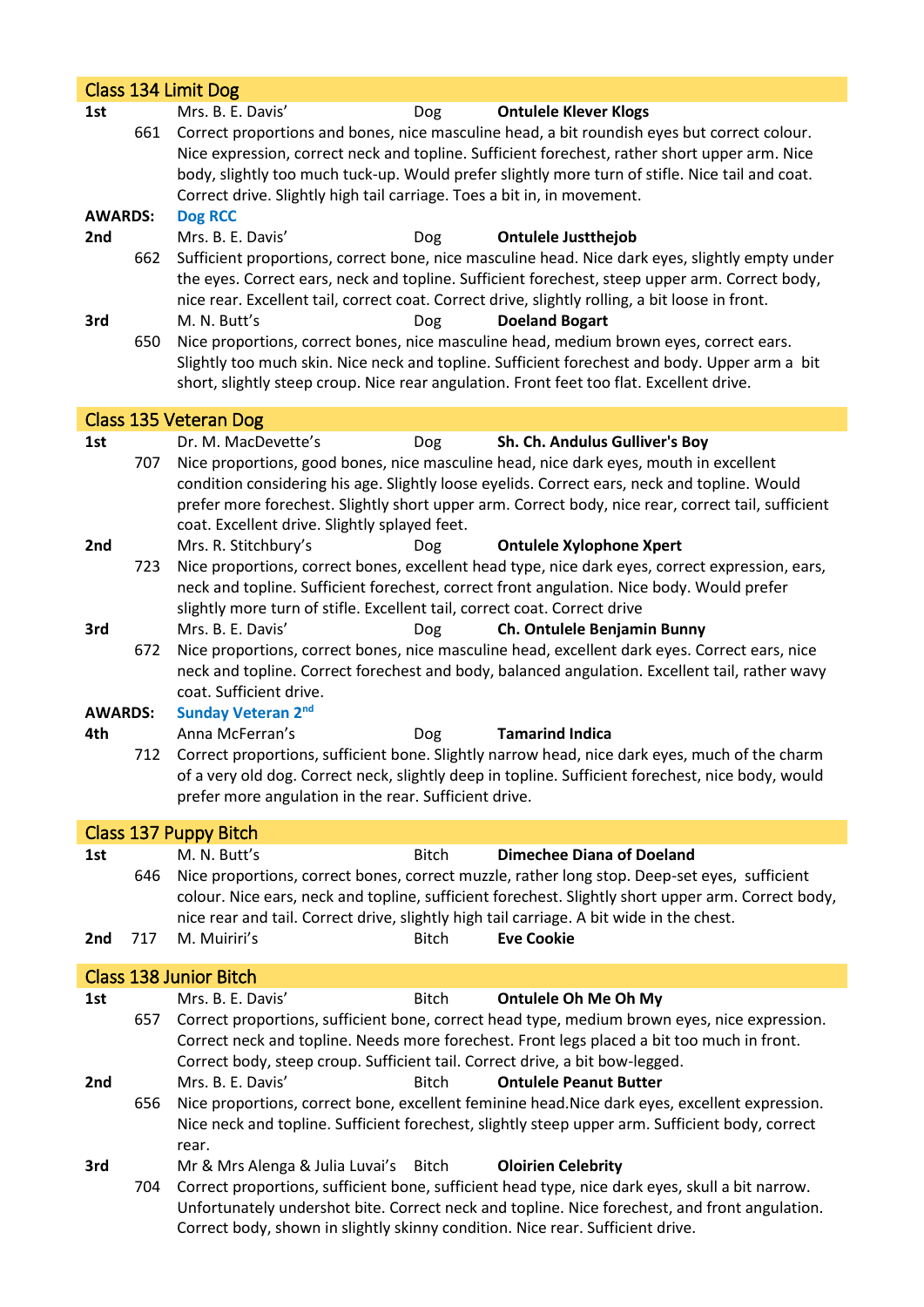## Class 134 Limit Dog

**1st** Mrs. B. E. Davis' Dog **Ontulele Klever Klogs**

661 Correct proportions and bones, nice masculine head, a bit roundish eyes but correct colour. Nice expression, correct neck and topline. Sufficient forechest, rather short upper arm. Nice body, slightly too much tuck-up. Would prefer slightly more turn of stifle. Nice tail and coat. Correct drive. Slightly high tail carriage. Toes a bit in, in movement.

**AWARDS:** **Dog RCC**

**2nd** Mrs. B. E. Davis' Dog **Ontulele Justthejob**

662 Sufficient proportions, correct bone, nice masculine head. Nice dark eyes, slightly empty under the eyes. Correct ears, neck and topline. Sufficient forechest, steep upper arm. Correct body, nice rear. Excellent tail, correct coat. Correct drive, slightly rolling, a bit loose in front.

**3rd** M. N. Butt's Dog **Doeland Bogart**

650 Nice proportions, correct bones, nice masculine head, medium brown eyes, correct ears. Slightly too much skin. Nice neck and topline. Sufficient forechest and body. Upper arm a bit short, slightly steep croup. Nice rear angulation. Front feet too flat. Excellent drive.

## Class 135 Veteran Dog

**1st** Dr. M. MacDevette's Dog **Sh. Ch. Andulus Gulliver's Boy**

707 Nice proportions, good bones, nice masculine head, nice dark eyes, mouth in excellent condition considering his age. Slightly loose eyelids. Correct ears, neck and topline. Would prefer more forechest. Slightly short upper arm. Correct body, nice rear, correct tail, sufficient coat. Excellent drive. Slightly splayed feet.

**2nd** Mrs. R. Stitchbury's Dog **Ontulele Xylophone Xpert**

723 Nice proportions, correct bones, excellent head type, nice dark eyes, correct expression, ears, neck and topline. Sufficient forechest, correct front angulation. Nice body. Would prefer slightly more turn of stifle. Excellent tail, correct coat. Correct drive

**3rd** Mrs. B. E. Davis' Dog **Ch. Ontulele Benjamin Bunny**

672 Nice proportions, correct bones, nice masculine head, excellent dark eyes. Correct ears, nice neck and topline. Correct forechest and body, balanced angulation. Excellent tail, rather wavy coat. Sufficient drive.

**AWARDS:** **Sunday Veteran 2nd**

**4th** Anna McFerran's Dog **Tamarind Indica**

712 Correct proportions, sufficient bone. Slightly narrow head, nice dark eyes, much of the charm of a very old dog. Correct neck, slightly deep in topline. Sufficient forechest, nice body, would prefer more angulation in the rear. Sufficient drive.

## Class 137 Puppy Bitch

**1st** M. N. Butt's Bitch **Dimechee Diana of Doeland**

646 Nice proportions, correct bones, correct muzzle, rather long stop. Deep-set eyes, sufficient colour. Nice ears, neck and topline, sufficient forechest. Slightly short upper arm. Correct body, nice rear and tail. Correct drive, slightly high tail carriage. A bit wide in the chest.

**2nd** 717 M. Muiriri's Bitch **Eve Cookie**

## Class 138 Junior Bitch

**1st** Mrs. B. E. Davis' Bitch **Ontulele Oh Me Oh My**

657 Correct proportions, sufficient bone, correct head type, medium brown eyes, nice expression. Correct neck and topline. Needs more forechest. Front legs placed a bit too much in front. Correct body, steep croup. Sufficient tail. Correct drive, a bit bow-legged.

**2nd** Mrs. B. E. Davis' Bitch **Ontulele Peanut Butter**

656 Nice proportions, correct bone, excellent feminine head.Nice dark eyes, excellent expression. Nice neck and topline. Sufficient forechest, slightly steep upper arm. Sufficient body, correct rear.

**3rd** Mr & Mrs Alenga & Julia Luvai's Bitch **Oloirien Celebrity**

704 Correct proportions, sufficient bone, sufficient head type, nice dark eyes, skull a bit narrow. Unfortunately undershot bite. Correct neck and topline. Nice forechest, and front angulation. Correct body, shown in slightly skinny condition. Nice rear. Sufficient drive.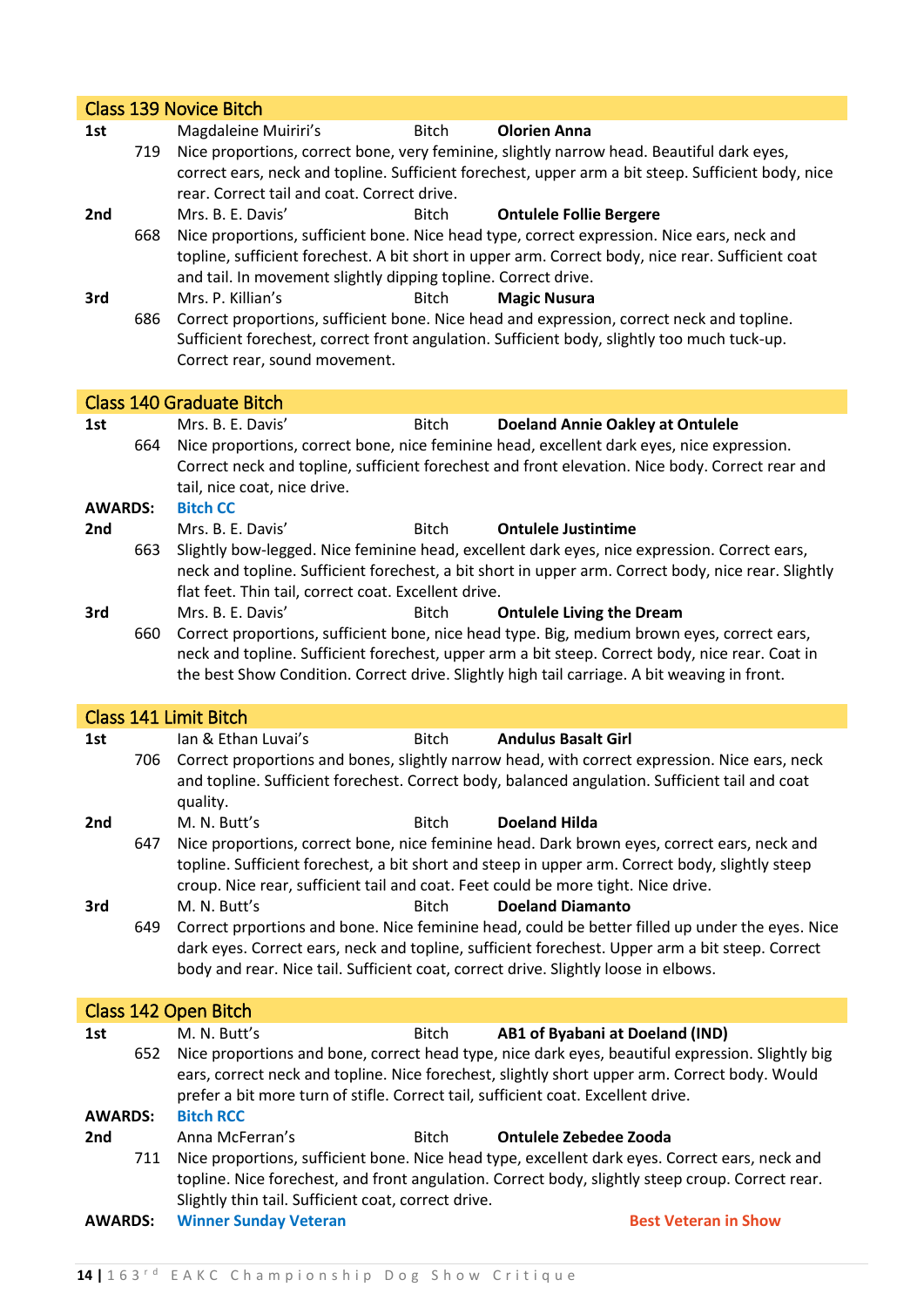## Class 139 Novice Bitch

**1st** Magdaleine Muiriri's Bitch **Olorien Anna**

719 Nice proportions, correct bone, very feminine, slightly narrow head. Beautiful dark eyes, correct ears, neck and topline. Sufficient forechest, upper arm a bit steep. Sufficient body, nice rear. Correct tail and coat. Correct drive.

**2nd** Mrs. B. E. Davis' Bitch **Ontulele Follie Bergere**

668 Nice proportions, sufficient bone. Nice head type, correct expression. Nice ears, neck and topline, sufficient forechest. A bit short in upper arm. Correct body, nice rear. Sufficient coat and tail. In movement slightly dipping topline. Correct drive.

**3rd** Mrs. P. Killian's Bitch **Magic Nusura**

686 Correct proportions, sufficient bone. Nice head and expression, correct neck and topline. Sufficient forechest, correct front angulation. Sufficient body, slightly too much tuck-up. Correct rear, sound movement.

## Class 140 Graduate Bitch

**1st** Mrs. B. E. Davis' Bitch **Doeland Annie Oakley at Ontulele**

664 Nice proportions, correct bone, nice feminine head, excellent dark eyes, nice expression. Correct neck and topline, sufficient forechest and front elevation. Nice body. Correct rear and tail, nice coat, nice drive.

**AWARDS:** **Bitch CC**

**2nd** Mrs. B. E. Davis' Bitch **Ontulele Justintime**

663 Slightly bow-legged. Nice feminine head, excellent dark eyes, nice expression. Correct ears, neck and topline. Sufficient forechest, a bit short in upper arm. Correct body, nice rear. Slightly flat feet. Thin tail, correct coat. Excellent drive.

**3rd** Mrs. B. E. Davis' Bitch **Ontulele Living the Dream**

660 Correct proportions, sufficient bone, nice head type. Big, medium brown eyes, correct ears, neck and topline. Sufficient forechest, upper arm a bit steep. Correct body, nice rear. Coat in the best Show Condition. Correct drive. Slightly high tail carriage. A bit weaving in front.

## Class 141 Limit Bitch

**1st** Ian & Ethan Luvai's Bitch **Andulus Basalt Girl**

706 Correct proportions and bones, slightly narrow head, with correct expression. Nice ears, neck and topline. Sufficient forechest. Correct body, balanced angulation. Sufficient tail and coat quality.

**2nd** M. N. Butt's Bitch **Doeland Hilda**

647 Nice proportions, correct bone, nice feminine head. Dark brown eyes, correct ears, neck and topline. Sufficient forechest, a bit short and steep in upper arm. Correct body, slightly steep croup. Nice rear, sufficient tail and coat. Feet could be more tight. Nice drive.

**3rd** M. N. Butt's Bitch **Doeland Diamanto**

649 Correct prportions and bone. Nice feminine head, could be better filled up under the eyes. Nice dark eyes. Correct ears, neck and topline, sufficient forechest. Upper arm a bit steep. Correct body and rear. Nice tail. Sufficient coat, correct drive. Slightly loose in elbows.

## Class 142 Open Bitch

**1st** M. N. Butt's Bitch **AB1 of Byabani at Doeland (IND)**

652 Nice proportions and bone, correct head type, nice dark eyes, beautiful expression. Slightly big ears, correct neck and topline. Nice forechest, slightly short upper arm. Correct body. Would prefer a bit more turn of stifle. Correct tail, sufficient coat. Excellent drive.

**AWARDS:** **Bitch RCC**

**2nd** Anna McFerran's Bitch **Ontulele Zebedee Zooda**

711 Nice proportions, sufficient bone. Nice head type, excellent dark eyes. Correct ears, neck and topline. Nice forechest, and front angulation. Correct body, slightly steep croup. Correct rear. Slightly thin tail. Sufficient coat, correct drive.

**AWARDS:** **Winner Sunday Veteran** **Best Veteran in Show**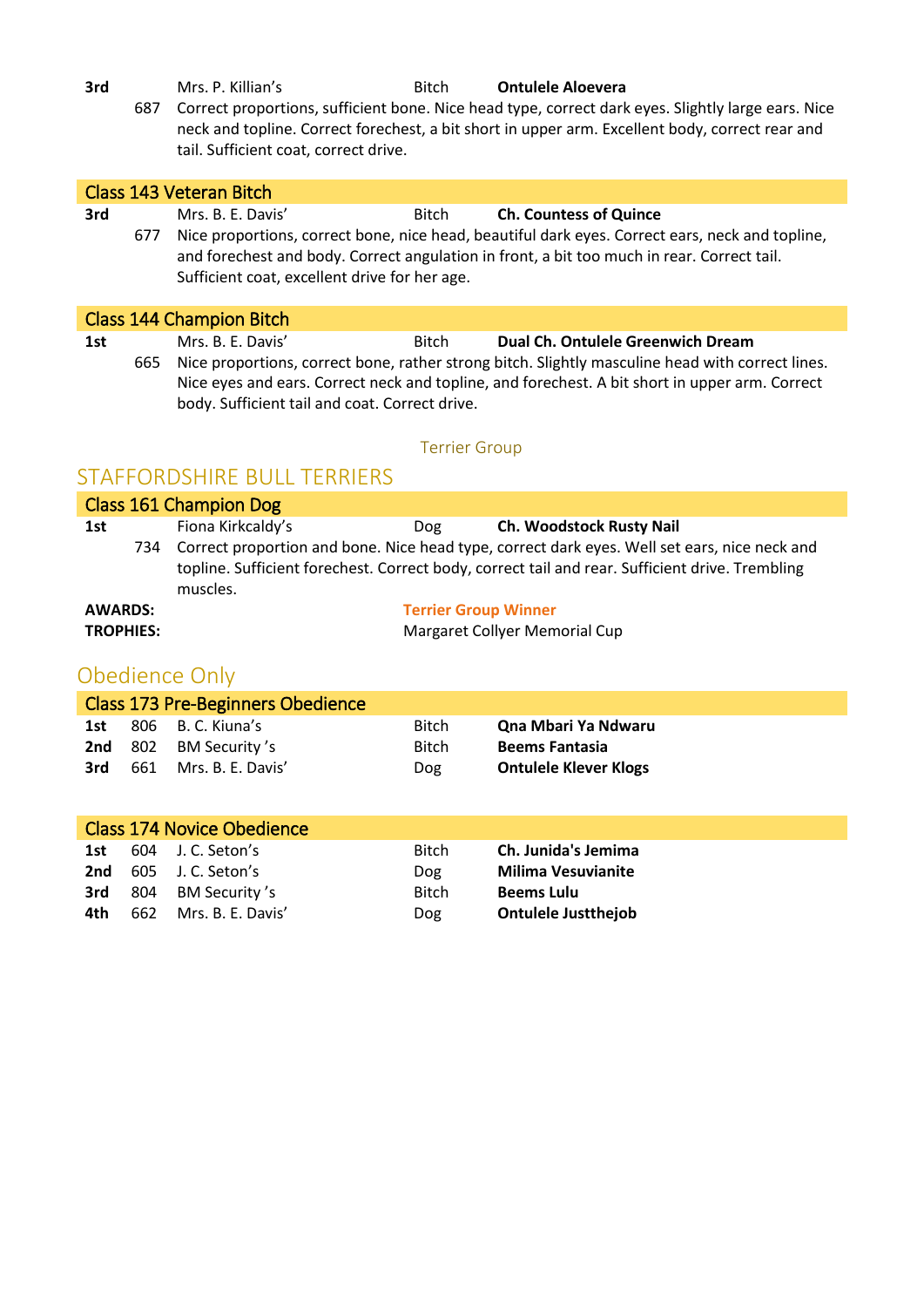**3rd** Mrs. P. Killian's Bitch **Ontulele Aloevera**
687 Correct proportions, sufficient bone. Nice head type, correct dark eyes. Slightly large ears. Nice neck and topline. Correct forechest, a bit short in upper arm. Excellent body, correct rear and tail. Sufficient coat, correct drive.

### Class 143 Veteran Bitch

**3rd** Mrs. B. E. Davis' Bitch **Ch. Countess of Quince**
677 Nice proportions, correct bone, nice head, beautiful dark eyes. Correct ears, neck and topline, and forechest and body. Correct angulation in front, a bit too much in rear. Correct tail. Sufficient coat, excellent drive for her age.

### Class 144 Champion Bitch

**1st** Mrs. B. E. Davis' Bitch **Dual Ch. Ontulele Greenwich Dream**
665 Nice proportions, correct bone, rather strong bitch. Slightly masculine head with correct lines. Nice eyes and ears. Correct neck and topline, and forechest. A bit short in upper arm. Correct body. Sufficient tail and coat. Correct drive.

Terrier Group

## STAFFORDSHIRE BULL TERRIERS

### Class 161 Champion Dog

**1st** Fiona Kirkcaldy's Dog **Ch. Woodstock Rusty Nail**
734 Correct proportion and bone. Nice head type, correct dark eyes. Well set ears, nice neck and topline. Sufficient forechest. Correct body, correct tail and rear. Sufficient drive. Trembling muscles.

**AWARDS:** **Terrier Group Winner**
**TROPHIES:** Margaret Collyer Memorial Cup

## Obedience Only

### Class 173 Pre-Beginners Obedience

| | | | | |
|---|---|---|---|---|
| **1st** | 806 | B. C. Kiuna's | Bitch | **Qna Mbari Ya Ndwaru** |
| **2nd** | 802 | BM Security 's | Bitch | **Beems Fantasia** |
| **3rd** | 661 | Mrs. B. E. Davis' | Dog | **Ontulele Klever Klogs** |

### Class 174 Novice Obedience

| | | | | |
|---|---|---|---|---|
| **1st** | 604 | J. C. Seton's | Bitch | **Ch. Junida's Jemima** |
| **2nd** | 605 | J. C. Seton's | Dog | **Milima Vesuvianite** |
| **3rd** | 804 | BM Security 's | Bitch | **Beems Lulu** |
| **4th** | 662 | Mrs. B. E. Davis' | Dog | **Ontulele Justthejob** |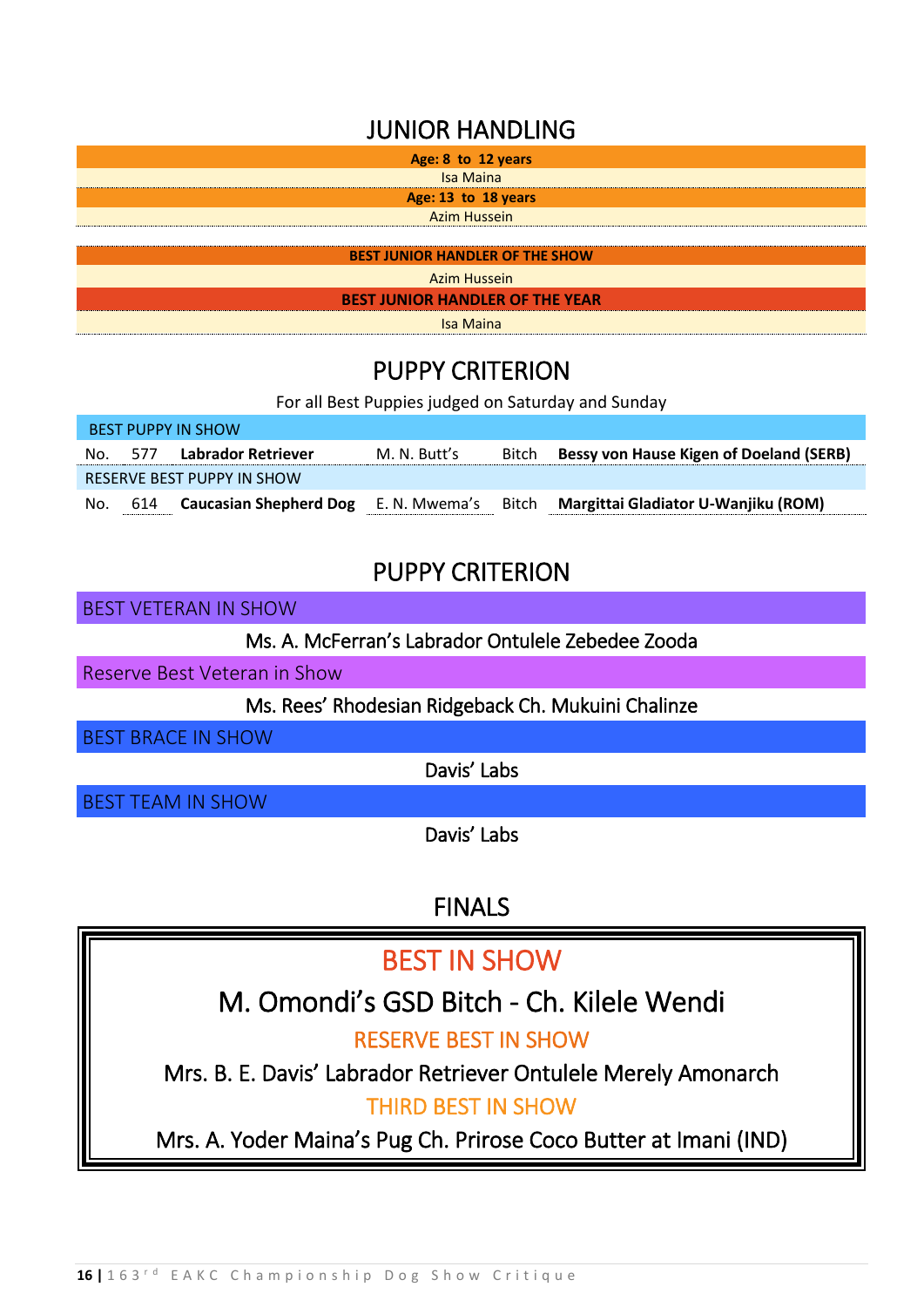## JUNIOR HANDLING

| |
|---|
| **Age: 8 to 12 years** |
| Isa Maina |
| **Age: 13 to 18 years** |
| Azim Hussein |

| |
|---|
| **BEST JUNIOR HANDLER OF THE SHOW** |
| Azim Hussein |
| **BEST JUNIOR HANDLER OF THE YEAR** |
| Isa Maina |

## PUPPY CRITERION

For all Best Puppies judged on Saturday and Sunday

| | | | | | |
|---|---|---|---|---|---|
| BEST PUPPY IN SHOW | | | | | |
| No. | 577 | **Labrador Retriever** | M. N. Butt's | Bitch | **Bessy von Hause Kigen of Doeland (SERB)** |
| RESERVE BEST PUPPY IN SHOW | | | | | |
| No. | 614 | **Caucasian Shepherd Dog** | E. N. Mwema's | Bitch | **Margittai Gladiator U-Wanjiku (ROM)** |

## PUPPY CRITERION

BEST VETERAN IN SHOW

Ms. A. McFerran's Labrador Ontulele Zebedee Zooda

Reserve Best Veteran in Show

Ms. Rees' Rhodesian Ridgeback Ch. Mukuini Chalinze

BEST BRACE IN SHOW

Davis' Labs

BEST TEAM IN SHOW

Davis' Labs

## FINALS

### BEST IN SHOW

M. Omondi's GSD Bitch - Ch. Kilele Wendi

### RESERVE BEST IN SHOW

Mrs. B. E. Davis' Labrador Retriever Ontulele Merely Amonarch

### THIRD BEST IN SHOW

Mrs. A. Yoder Maina's Pug Ch. Prirose Coco Butter at Imani (IND)